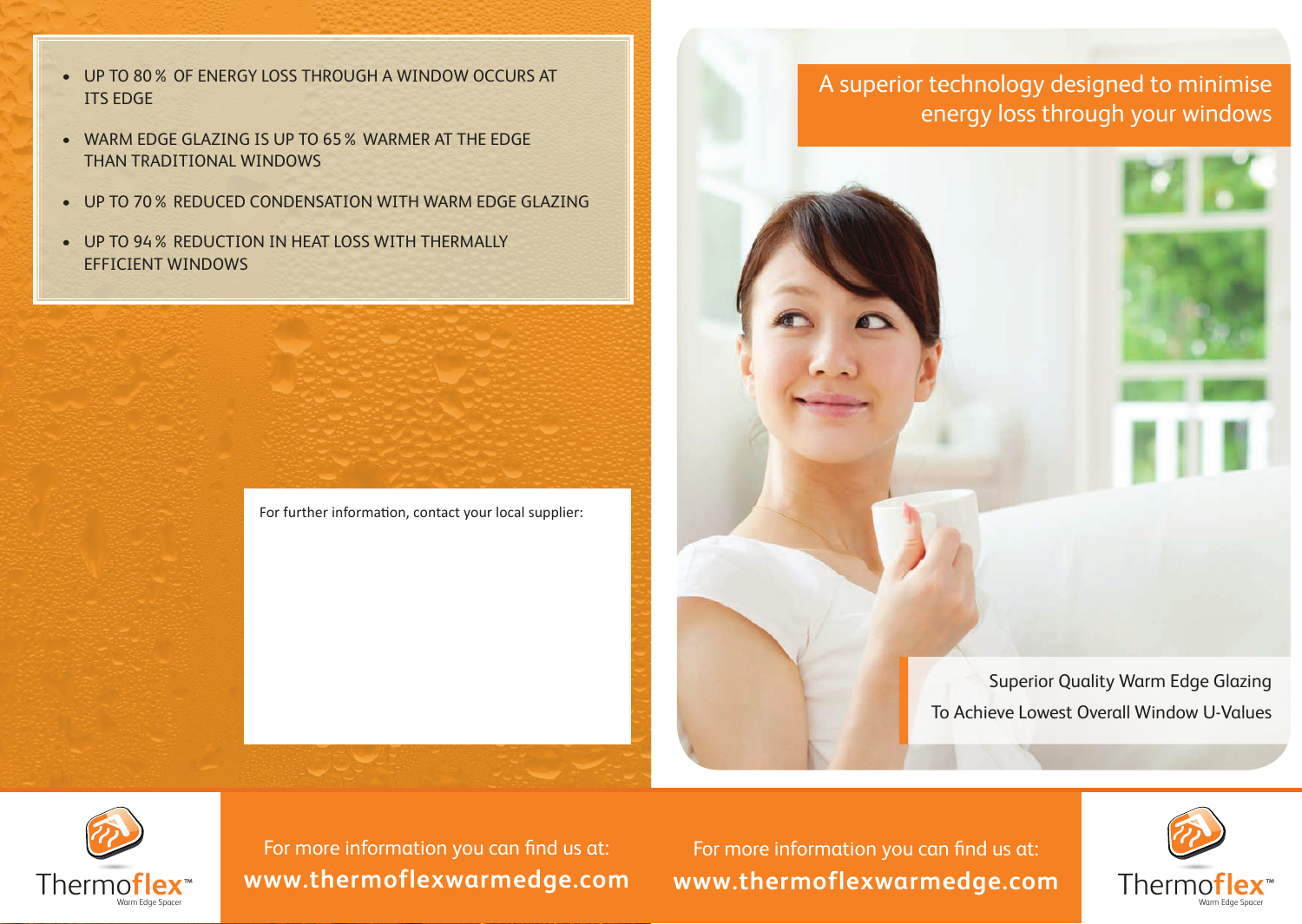- UP TO 80 % OF ENERGY LOSS THROUGH A WINDOW OCCURS AT ITS EDGE
- WARM EDGE GLAZING IS UP TO 65 % WARMER AT THE EDGE THAN TRADITIONAL WINDOWS
- UP TO 70 % REDUCED CONDENSATION WITH WARM EDGE GLAZING
- UP TO 94 % REDUCTION IN HEAT LOSS WITH THERMALLY EFFICIENT WINDOWS

For further information, contact your local supplier:

Thermoflex™
Warm Edge Spacer

For more information you can find us at:
**www.thermoflexwarmedge.com**

# A superior technology designed to minimise energy loss through your windows

Superior Quality Warm Edge Glazing
To Achieve Lowest Overall Window U-Values

For more information you can find us at:
**www.thermoflexwarmedge.com**

Thermoflex™
Warm Edge Spacer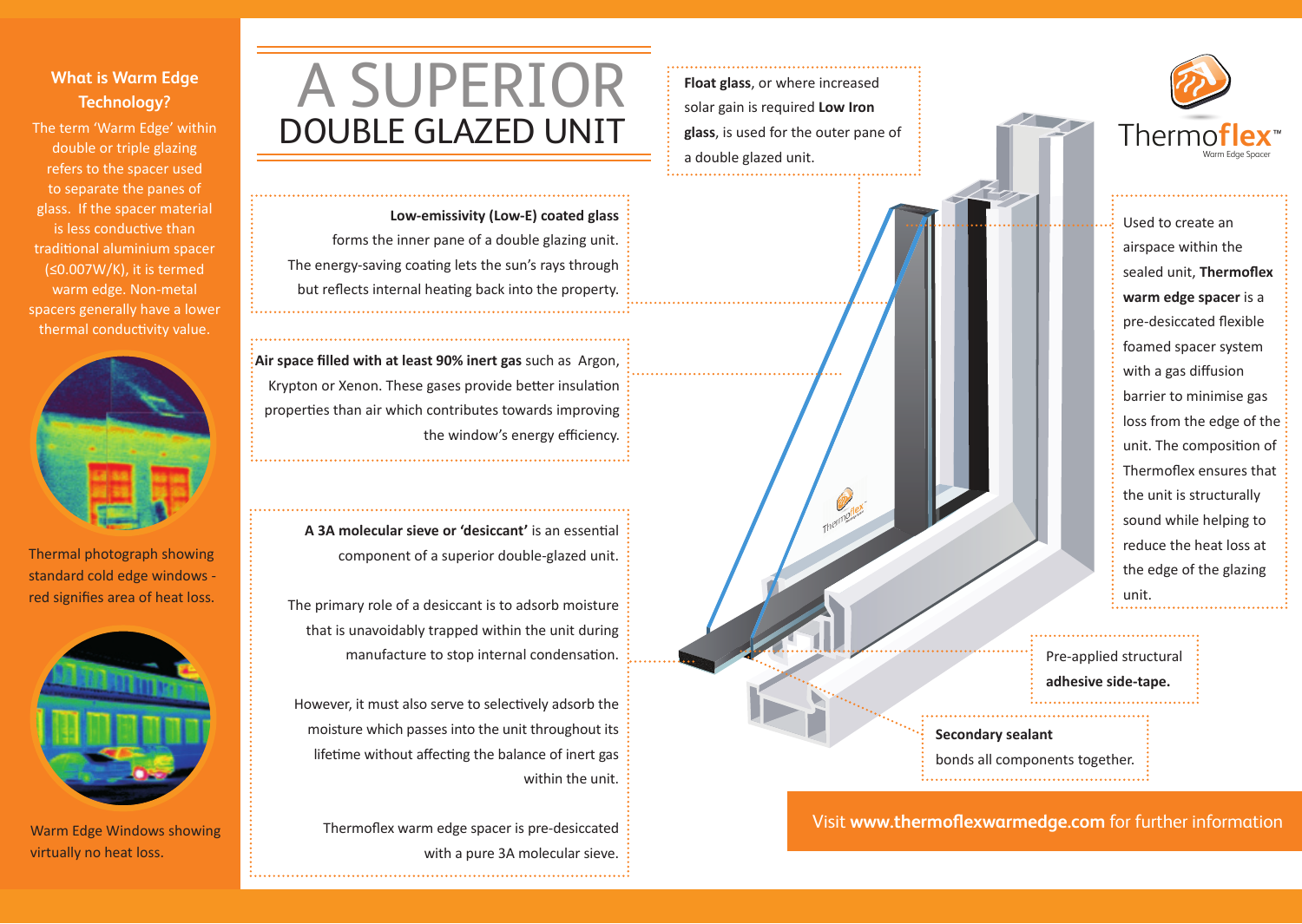## What is Warm Edge Technology?

The term 'Warm Edge' within double or triple glazing refers to the spacer used to separate the panes of glass. If the spacer material is less conductive than traditional aluminium spacer (≤0.007W/K), it is termed warm edge. Non-metal spacers generally have a lower thermal conductivity value.

Thermal photograph showing standard cold edge windows - red signifies area of heat loss.

Warm Edge Windows showing virtually no heat loss.

# A SUPERIOR DOUBLE GLAZED UNIT

**Low-emissivity (Low-E) coated glass** forms the inner pane of a double glazing unit. The energy-saving coating lets the sun's rays through but reflects internal heating back into the property.

**Air space filled with at least 90% inert gas** such as Argon, Krypton or Xenon. These gases provide better insulation properties than air which contributes towards improving the window's energy efficiency.

**A 3A molecular sieve or 'desiccant'** is an essential component of a superior double-glazed unit.

The primary role of a desiccant is to adsorb moisture that is unavoidably trapped within the unit during manufacture to stop internal condensation.

However, it must also serve to selectively adsorb the moisture which passes into the unit throughout its lifetime without affecting the balance of inert gas within the unit.

Thermoflex warm edge spacer is pre-desiccated with a pure 3A molecular sieve.

**Float glass**, or where increased solar gain is required **Low Iron glass**, is used for the outer pane of a double glazed unit.

Thermoflex™ Warm Edge Spacer

Used to create an airspace within the sealed unit, **Thermoflex warm edge spacer** is a pre-desiccated flexible foamed spacer system with a gas diffusion barrier to minimise gas loss from the edge of the unit. The composition of Thermoflex ensures that the unit is structurally sound while helping to reduce the heat loss at the edge of the glazing unit.

Pre-applied structural **adhesive side-tape.**

**Secondary sealant** bonds all components together.

Visit **www.thermoflexwarmedge.com** for further information